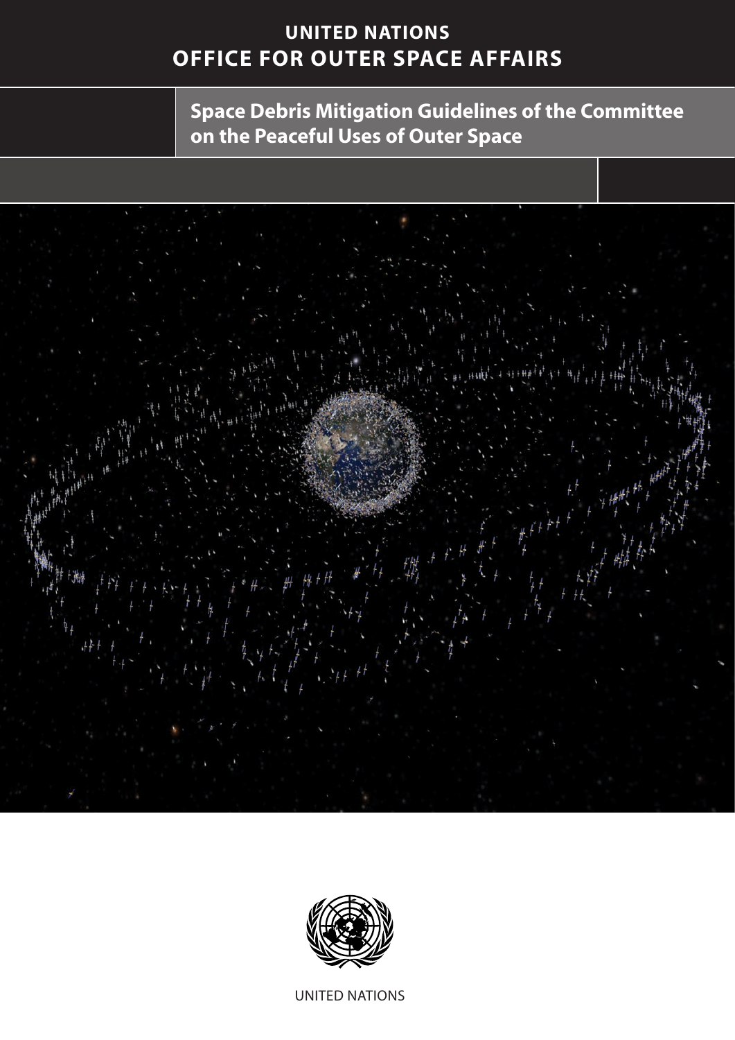# UNITED NATIONS
# OFFICE FOR OUTER SPACE AFFAIRS

## Space Debris Mitigation Guidelines of the Committee on the Peaceful Uses of Outer Space

UNITED NATIONS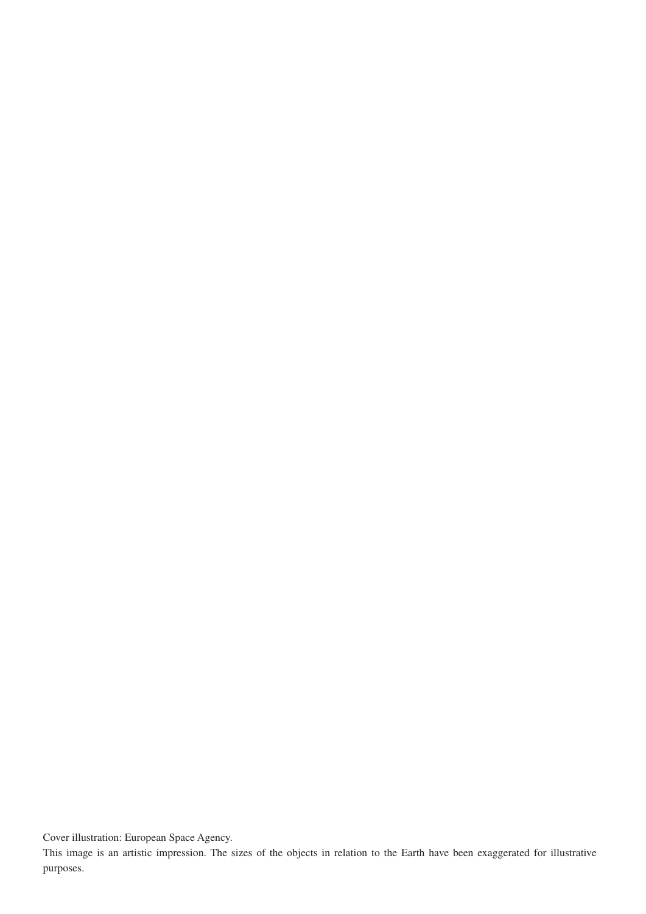Cover illustration: European Space Agency.

This image is an artistic impression. The sizes of the objects in relation to the Earth have been exaggerated for illustrative purposes.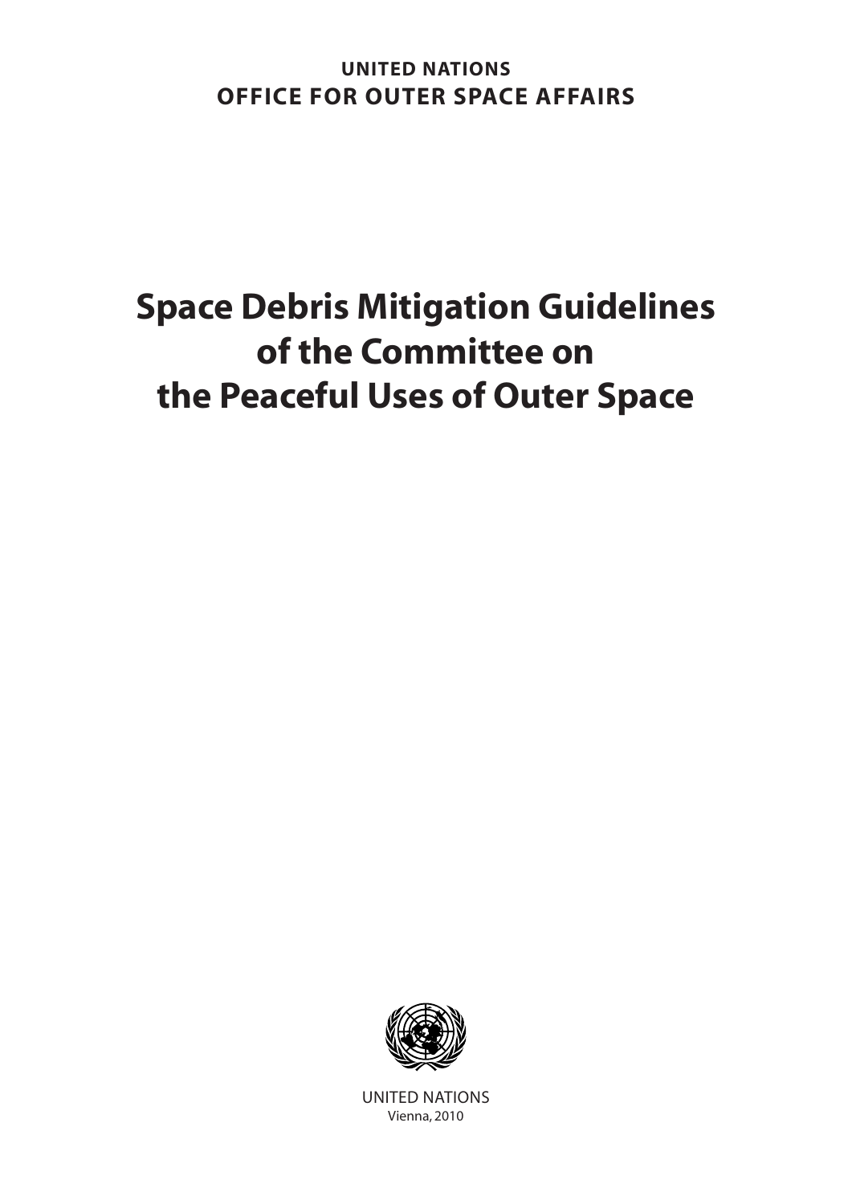**UNITED NATIONS**
**OFFICE FOR OUTER SPACE AFFAIRS**

# Space Debris Mitigation Guidelines of the Committee on the Peaceful Uses of Outer Space

UNITED NATIONS
Vienna, 2010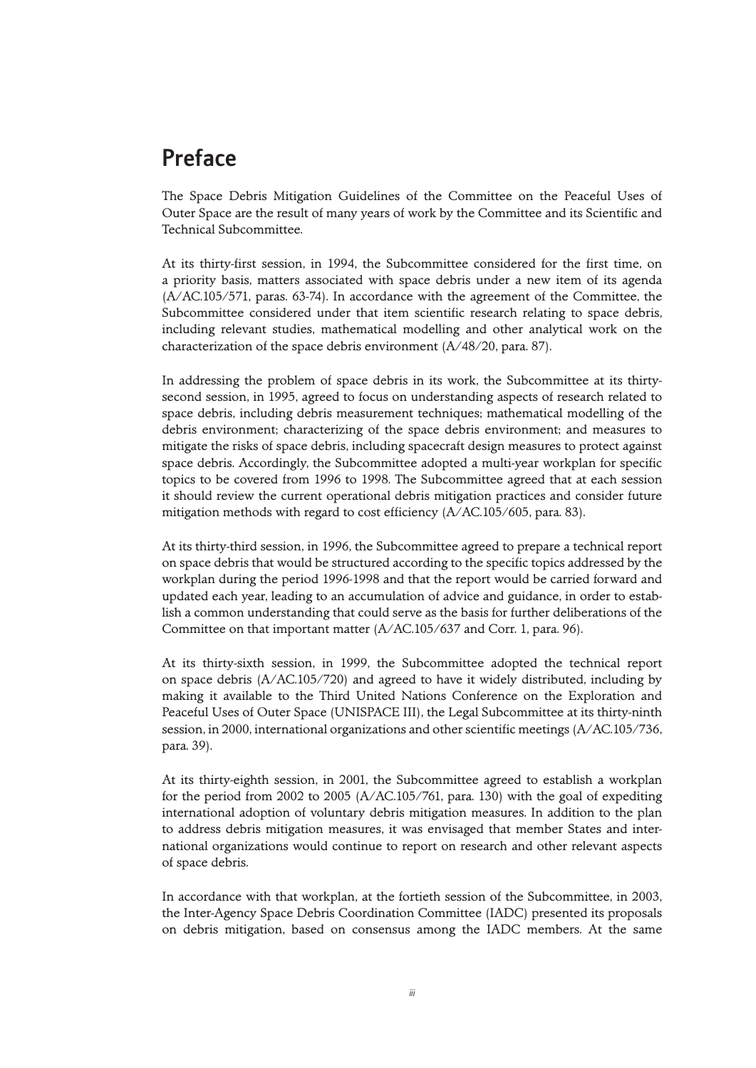# Preface

The Space Debris Mitigation Guidelines of the Committee on the Peaceful Uses of Outer Space are the result of many years of work by the Committee and its Scientific and Technical Subcommittee.

At its thirty-first session, in 1994, the Subcommittee considered for the first time, on a priority basis, matters associated with space debris under a new item of its agenda (A/AC.105/571, paras. 63-74). In accordance with the agreement of the Committee, the Subcommittee considered under that item scientific research relating to space debris, including relevant studies, mathematical modelling and other analytical work on the characterization of the space debris environment (A/48/20, para. 87).

In addressing the problem of space debris in its work, the Subcommittee at its thirty-second session, in 1995, agreed to focus on understanding aspects of research related to space debris, including debris measurement techniques; mathematical modelling of the debris environment; characterizing of the space debris environment; and measures to mitigate the risks of space debris, including spacecraft design measures to protect against space debris. Accordingly, the Subcommittee adopted a multi-year workplan for specific topics to be covered from 1996 to 1998. The Subcommittee agreed that at each session it should review the current operational debris mitigation practices and consider future mitigation methods with regard to cost efficiency (A/AC.105/605, para. 83).

At its thirty-third session, in 1996, the Subcommittee agreed to prepare a technical report on space debris that would be structured according to the specific topics addressed by the workplan during the period 1996-1998 and that the report would be carried forward and updated each year, leading to an accumulation of advice and guidance, in order to establish a common understanding that could serve as the basis for further deliberations of the Committee on that important matter (A/AC.105/637 and Corr. 1, para. 96).

At its thirty-sixth session, in 1999, the Subcommittee adopted the technical report on space debris (A/AC.105/720) and agreed to have it widely distributed, including by making it available to the Third United Nations Conference on the Exploration and Peaceful Uses of Outer Space (UNISPACE III), the Legal Subcommittee at its thirty-ninth session, in 2000, international organizations and other scientific meetings (A/AC.105/736, para. 39).

At its thirty-eighth session, in 2001, the Subcommittee agreed to establish a workplan for the period from 2002 to 2005 (A/AC.105/761, para. 130) with the goal of expediting international adoption of voluntary debris mitigation measures. In addition to the plan to address debris mitigation measures, it was envisaged that member States and international organizations would continue to report on research and other relevant aspects of space debris.

In accordance with that workplan, at the fortieth session of the Subcommittee, in 2003, the Inter-Agency Space Debris Coordination Committee (IADC) presented its proposals on debris mitigation, based on consensus among the IADC members. At the same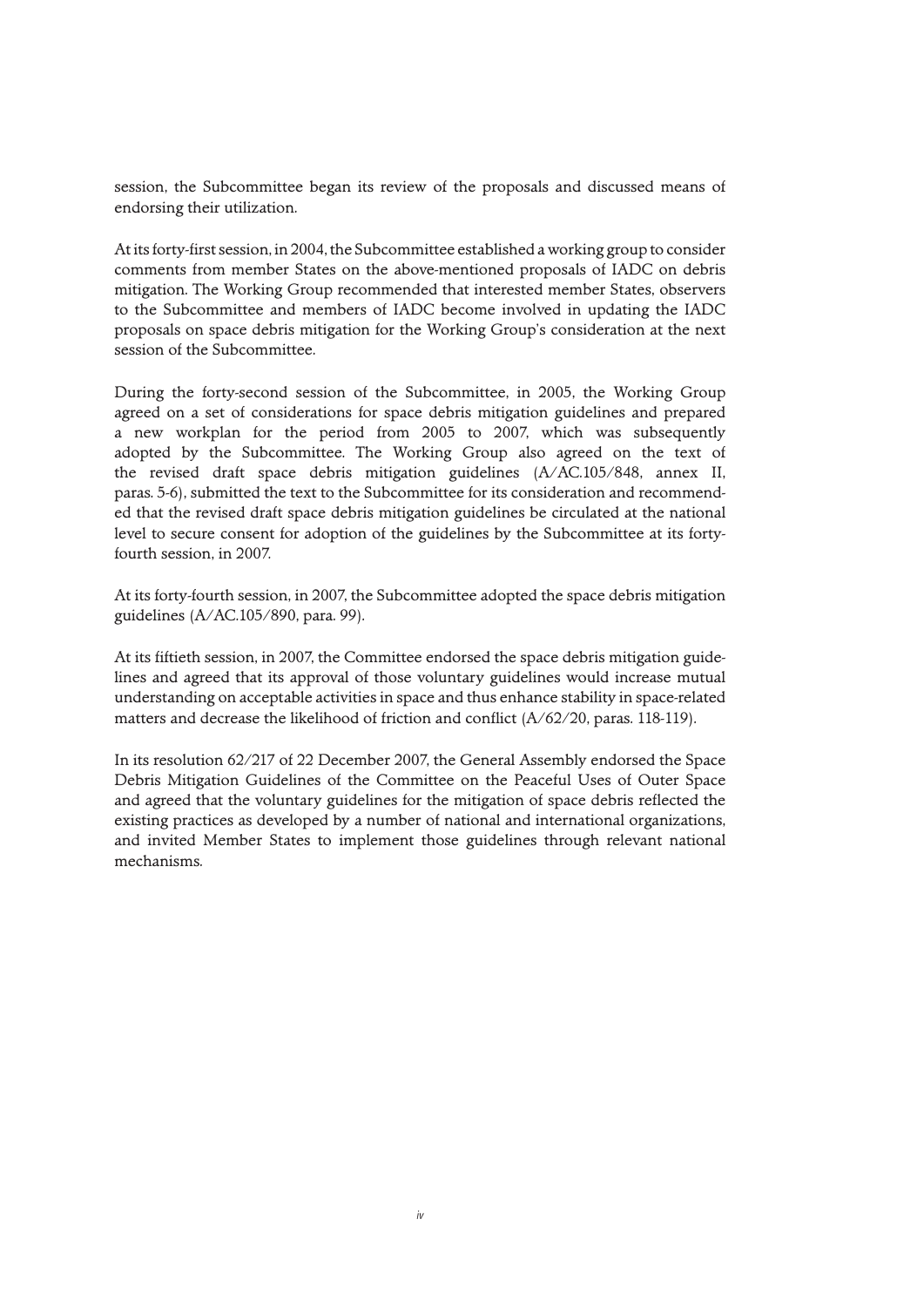session, the Subcommittee began its review of the proposals and discussed means of endorsing their utilization.

At its forty-first session, in 2004, the Subcommittee established a working group to consider comments from member States on the above-mentioned proposals of IADC on debris mitigation. The Working Group recommended that interested member States, observers to the Subcommittee and members of IADC become involved in updating the IADC proposals on space debris mitigation for the Working Group's consideration at the next session of the Subcommittee.

During the forty-second session of the Subcommittee, in 2005, the Working Group agreed on a set of considerations for space debris mitigation guidelines and prepared a new workplan for the period from 2005 to 2007, which was subsequently adopted by the Subcommittee. The Working Group also agreed on the text of the revised draft space debris mitigation guidelines (A/AC.105/848, annex II, paras. 5-6), submitted the text to the Subcommittee for its consideration and recommended that the revised draft space debris mitigation guidelines be circulated at the national level to secure consent for adoption of the guidelines by the Subcommittee at its forty-fourth session, in 2007.

At its forty-fourth session, in 2007, the Subcommittee adopted the space debris mitigation guidelines (A/AC.105/890, para. 99).

At its fiftieth session, in 2007, the Committee endorsed the space debris mitigation guidelines and agreed that its approval of those voluntary guidelines would increase mutual understanding on acceptable activities in space and thus enhance stability in space-related matters and decrease the likelihood of friction and conflict (A/62/20, paras. 118-119).

In its resolution 62/217 of 22 December 2007, the General Assembly endorsed the Space Debris Mitigation Guidelines of the Committee on the Peaceful Uses of Outer Space and agreed that the voluntary guidelines for the mitigation of space debris reflected the existing practices as developed by a number of national and international organizations, and invited Member States to implement those guidelines through relevant national mechanisms.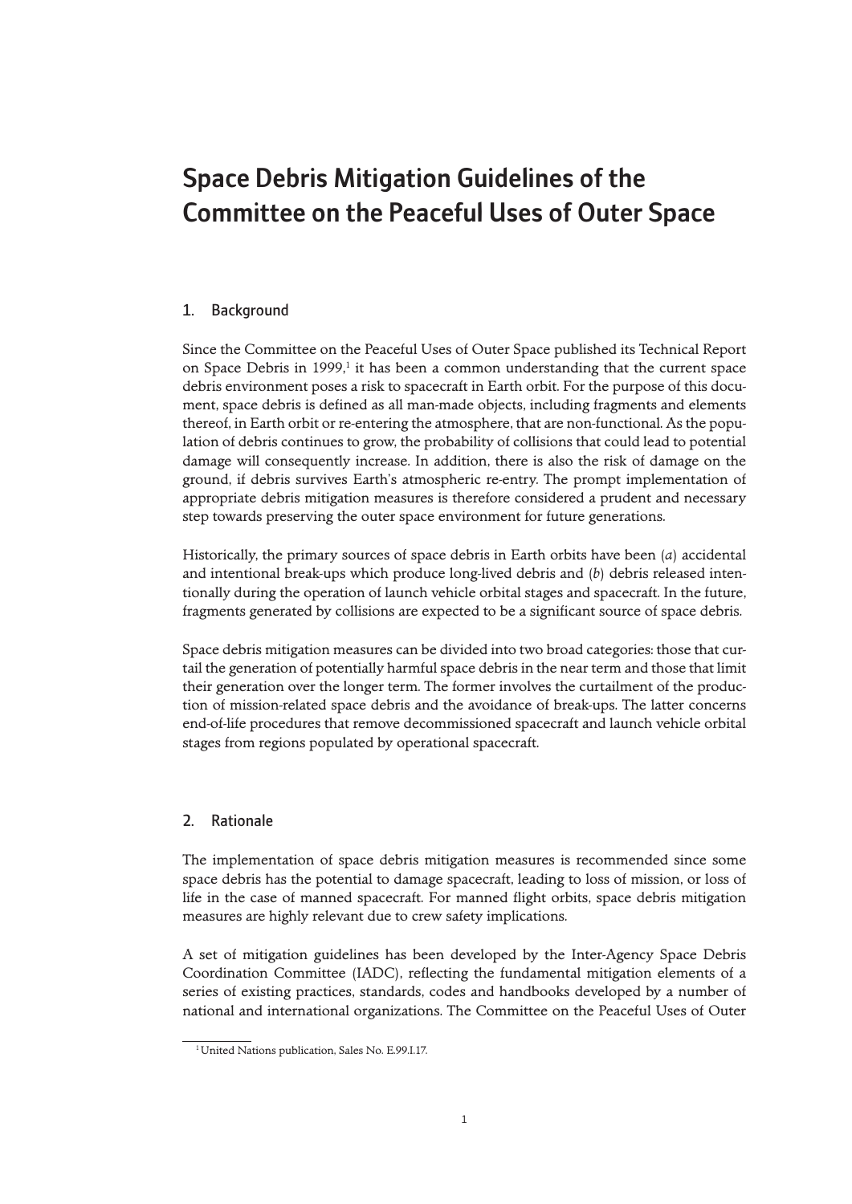# Space Debris Mitigation Guidelines of the Committee on the Peaceful Uses of Outer Space

## 1. Background

Since the Committee on the Peaceful Uses of Outer Space published its Technical Report on Space Debris in 1999,[1] it has been a common understanding that the current space debris environment poses a risk to spacecraft in Earth orbit. For the purpose of this document, space debris is defined as all man-made objects, including fragments and elements thereof, in Earth orbit or re-entering the atmosphere, that are non-functional. As the population of debris continues to grow, the probability of collisions that could lead to potential damage will consequently increase. In addition, there is also the risk of damage on the ground, if debris survives Earth's atmospheric re-entry. The prompt implementation of appropriate debris mitigation measures is therefore considered a prudent and necessary step towards preserving the outer space environment for future generations.

Historically, the primary sources of space debris in Earth orbits have been (*a*) accidental and intentional break-ups which produce long-lived debris and (*b*) debris released intentionally during the operation of launch vehicle orbital stages and spacecraft. In the future, fragments generated by collisions are expected to be a significant source of space debris.

Space debris mitigation measures can be divided into two broad categories: those that curtail the generation of potentially harmful space debris in the near term and those that limit their generation over the longer term. The former involves the curtailment of the production of mission-related space debris and the avoidance of break-ups. The latter concerns end-of-life procedures that remove decommissioned spacecraft and launch vehicle orbital stages from regions populated by operational spacecraft.

## 2. Rationale

The implementation of space debris mitigation measures is recommended since some space debris has the potential to damage spacecraft, leading to loss of mission, or loss of life in the case of manned spacecraft. For manned flight orbits, space debris mitigation measures are highly relevant due to crew safety implications.

A set of mitigation guidelines has been developed by the Inter-Agency Space Debris Coordination Committee (IADC), reflecting the fundamental mitigation elements of a series of existing practices, standards, codes and handbooks developed by a number of national and international organizations. The Committee on the Peaceful Uses of Outer

[1] United Nations publication, Sales No. E.99.I.17.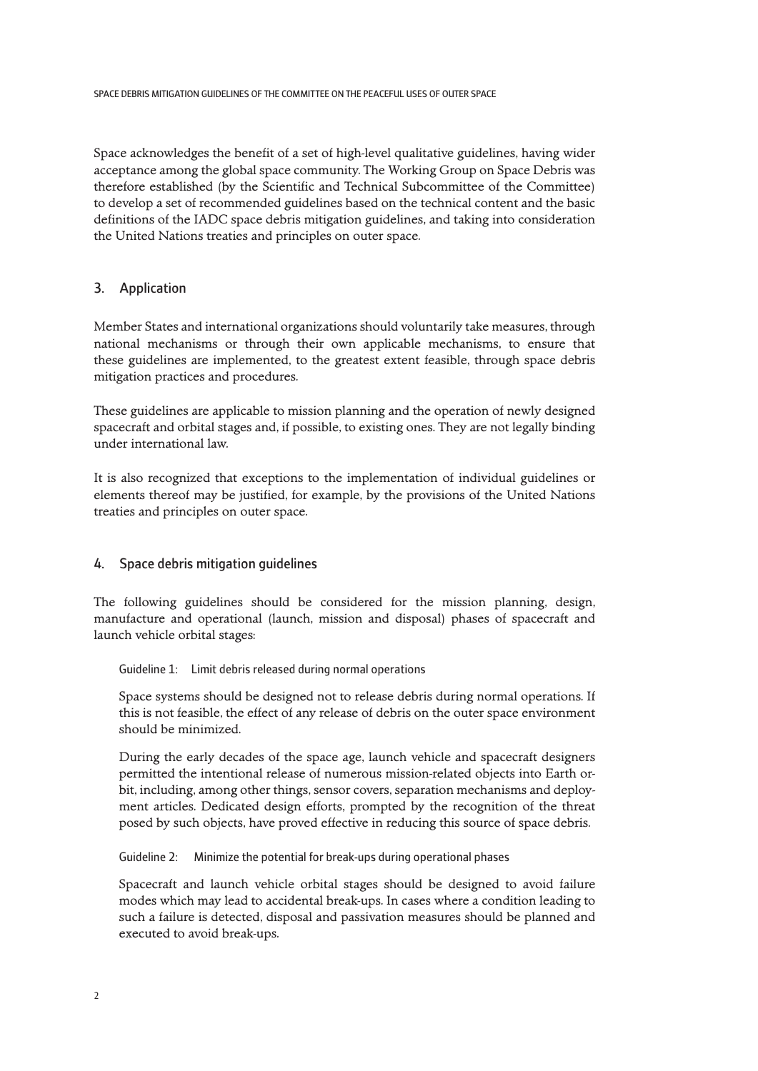Space acknowledges the benefit of a set of high-level qualitative guidelines, having wider acceptance among the global space community. The Working Group on Space Debris was therefore established (by the Scientific and Technical Subcommittee of the Committee) to develop a set of recommended guidelines based on the technical content and the basic definitions of the IADC space debris mitigation guidelines, and taking into consideration the United Nations treaties and principles on outer space.

## 3. Application

Member States and international organizations should voluntarily take measures, through national mechanisms or through their own applicable mechanisms, to ensure that these guidelines are implemented, to the greatest extent feasible, through space debris mitigation practices and procedures.

These guidelines are applicable to mission planning and the operation of newly designed spacecraft and orbital stages and, if possible, to existing ones. They are not legally binding under international law.

It is also recognized that exceptions to the implementation of individual guidelines or elements thereof may be justified, for example, by the provisions of the United Nations treaties and principles on outer space.

## 4. Space debris mitigation guidelines

The following guidelines should be considered for the mission planning, design, manufacture and operational (launch, mission and disposal) phases of spacecraft and launch vehicle orbital stages:

### Guideline 1: Limit debris released during normal operations

Space systems should be designed not to release debris during normal operations. If this is not feasible, the effect of any release of debris on the outer space environment should be minimized.

During the early decades of the space age, launch vehicle and spacecraft designers permitted the intentional release of numerous mission-related objects into Earth orbit, including, among other things, sensor covers, separation mechanisms and deployment articles. Dedicated design efforts, prompted by the recognition of the threat posed by such objects, have proved effective in reducing this source of space debris.

### Guideline 2: Minimize the potential for break-ups during operational phases

Spacecraft and launch vehicle orbital stages should be designed to avoid failure modes which may lead to accidental break-ups. In cases where a condition leading to such a failure is detected, disposal and passivation measures should be planned and executed to avoid break-ups.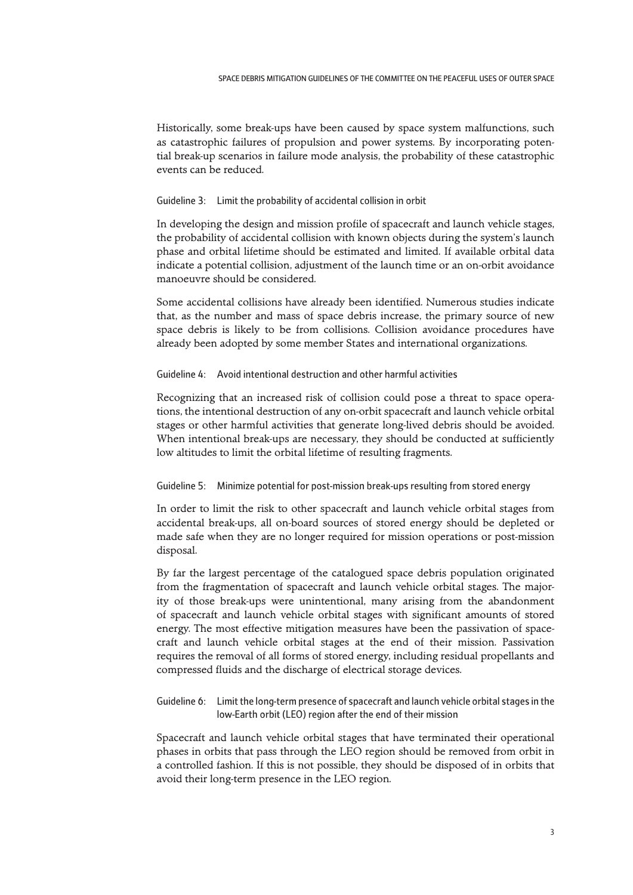Historically, some break-ups have been caused by space system malfunctions, such as catastrophic failures of propulsion and power systems. By incorporating potential break-up scenarios in failure mode analysis, the probability of these catastrophic events can be reduced.

### Guideline 3: Limit the probability of accidental collision in orbit

In developing the design and mission profile of spacecraft and launch vehicle stages, the probability of accidental collision with known objects during the system's launch phase and orbital lifetime should be estimated and limited. If available orbital data indicate a potential collision, adjustment of the launch time or an on-orbit avoidance manoeuvre should be considered.

Some accidental collisions have already been identified. Numerous studies indicate that, as the number and mass of space debris increase, the primary source of new space debris is likely to be from collisions. Collision avoidance procedures have already been adopted by some member States and international organizations.

### Guideline 4: Avoid intentional destruction and other harmful activities

Recognizing that an increased risk of collision could pose a threat to space operations, the intentional destruction of any on-orbit spacecraft and launch vehicle orbital stages or other harmful activities that generate long-lived debris should be avoided. When intentional break-ups are necessary, they should be conducted at sufficiently low altitudes to limit the orbital lifetime of resulting fragments.

### Guideline 5: Minimize potential for post-mission break-ups resulting from stored energy

In order to limit the risk to other spacecraft and launch vehicle orbital stages from accidental break-ups, all on-board sources of stored energy should be depleted or made safe when they are no longer required for mission operations or post-mission disposal.

By far the largest percentage of the catalogued space debris population originated from the fragmentation of spacecraft and launch vehicle orbital stages. The majority of those break-ups were unintentional, many arising from the abandonment of spacecraft and launch vehicle orbital stages with significant amounts of stored energy. The most effective mitigation measures have been the passivation of spacecraft and launch vehicle orbital stages at the end of their mission. Passivation requires the removal of all forms of stored energy, including residual propellants and compressed fluids and the discharge of electrical storage devices.

### Guideline 6: Limit the long-term presence of spacecraft and launch vehicle orbital stages in the low-Earth orbit (LEO) region after the end of their mission

Spacecraft and launch vehicle orbital stages that have terminated their operational phases in orbits that pass through the LEO region should be removed from orbit in a controlled fashion. If this is not possible, they should be disposed of in orbits that avoid their long-term presence in the LEO region.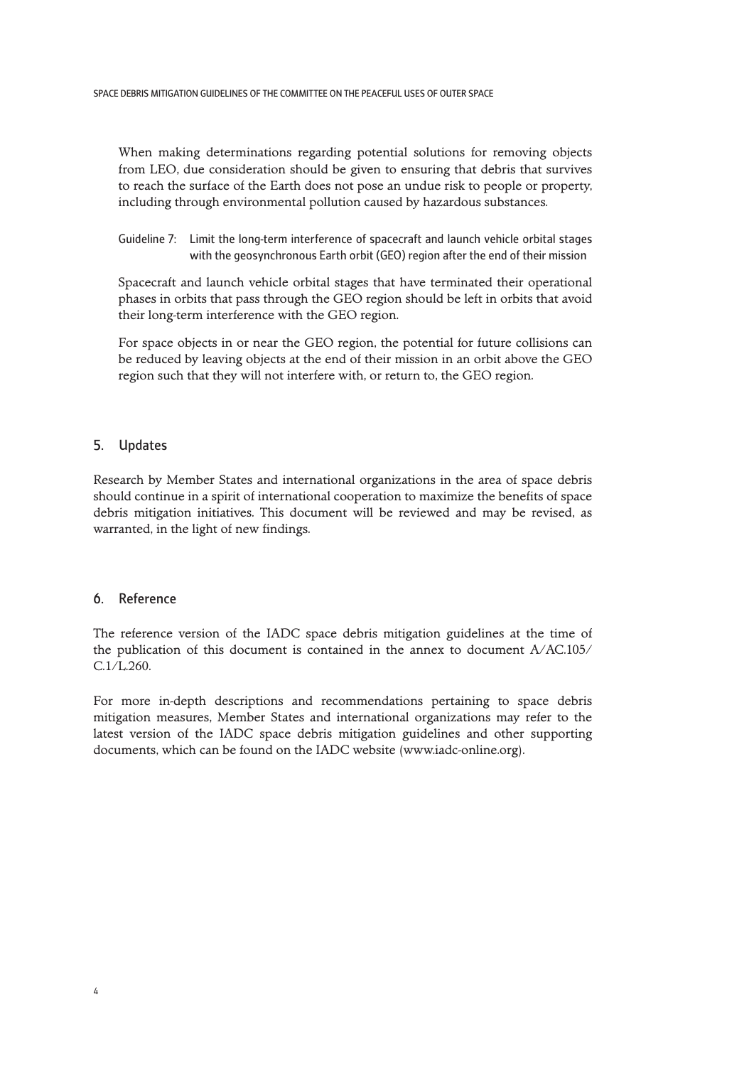When making determinations regarding potential solutions for removing objects from LEO, due consideration should be given to ensuring that debris that survives to reach the surface of the Earth does not pose an undue risk to people or property, including through environmental pollution caused by hazardous substances.

Guideline 7: Limit the long-term interference of spacecraft and launch vehicle orbital stages with the geosynchronous Earth orbit (GEO) region after the end of their mission

Spacecraft and launch vehicle orbital stages that have terminated their operational phases in orbits that pass through the GEO region should be left in orbits that avoid their long-term interference with the GEO region.

For space objects in or near the GEO region, the potential for future collisions can be reduced by leaving objects at the end of their mission in an orbit above the GEO region such that they will not interfere with, or return to, the GEO region.

## 5. Updates

Research by Member States and international organizations in the area of space debris should continue in a spirit of international cooperation to maximize the benefits of space debris mitigation initiatives. This document will be reviewed and may be revised, as warranted, in the light of new findings.

## 6. Reference

The reference version of the IADC space debris mitigation guidelines at the time of the publication of this document is contained in the annex to document A/AC.105/C.1/L.260.

For more in-depth descriptions and recommendations pertaining to space debris mitigation measures, Member States and international organizations may refer to the latest version of the IADC space debris mitigation guidelines and other supporting documents, which can be found on the IADC website (www.iadc-online.org).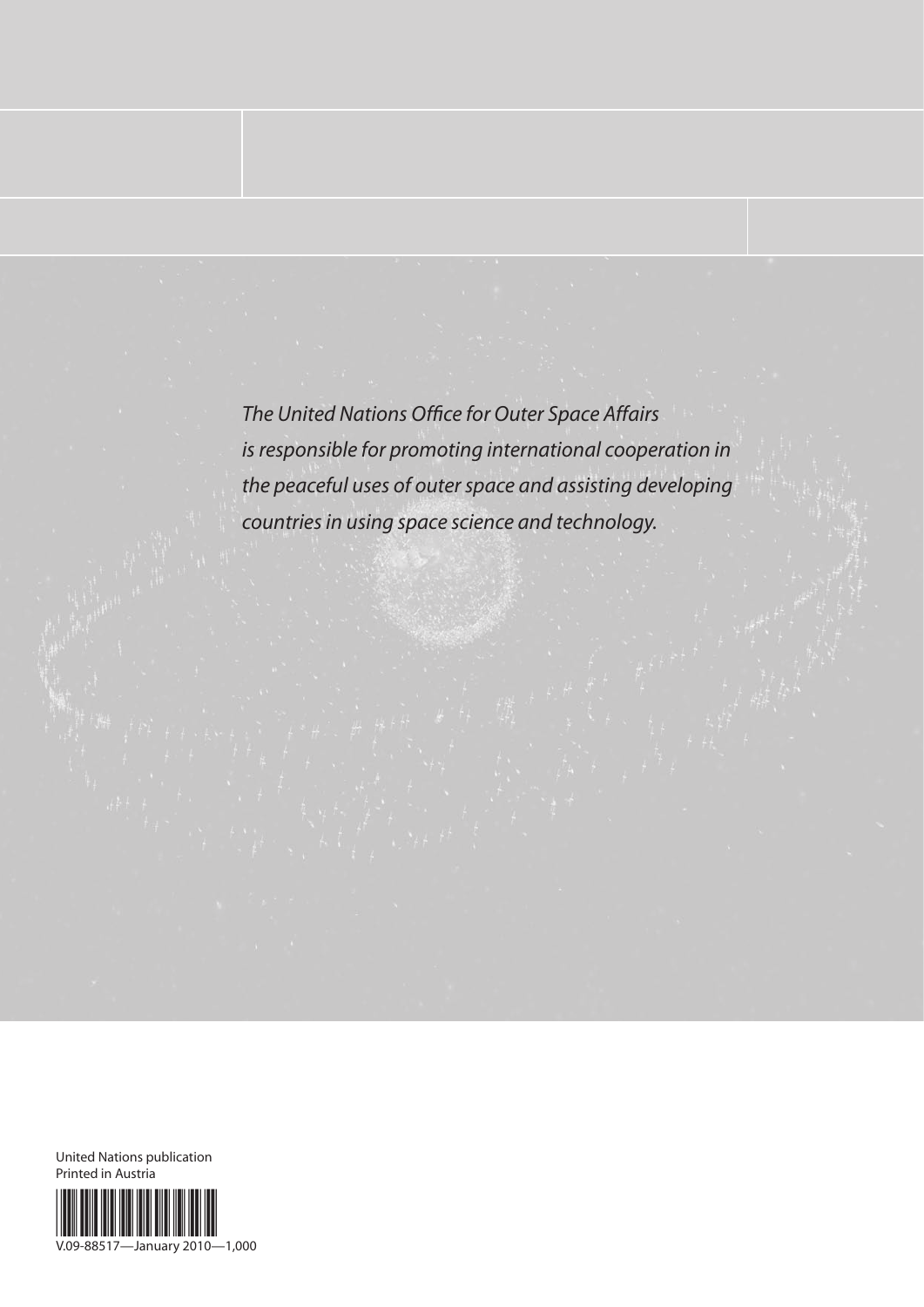*The United Nations Office for Outer Space Affairs is responsible for promoting international cooperation in the peaceful uses of outer space and assisting developing countries in using space science and technology.*

United Nations publication
Printed in Austria

V.09-88517—January 2010—1,000